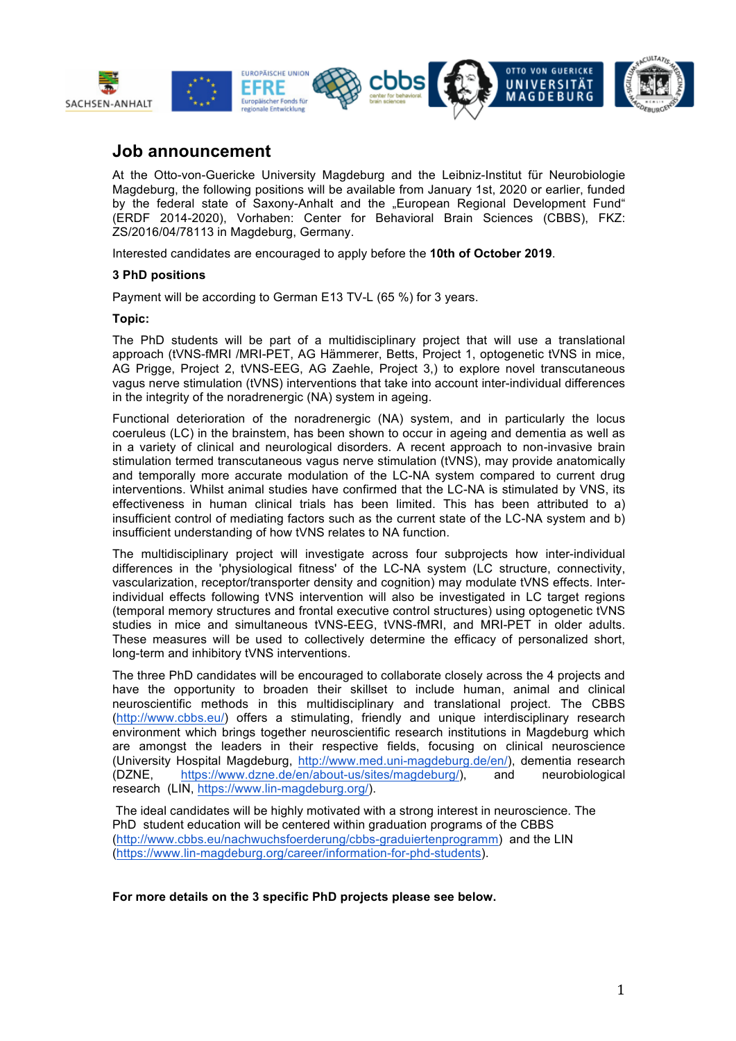# Job announcement

At the Otto-von-Guericke University Magdeburg and the Leibniz-Institut für Neurobiologie Magdeburg, the following positions will be available from January 1st, 2020 or earlier, funded by the federal state of Saxony-Anhalt and the „European Regional Development Fund" (ERDF 2014-2020), Vorhaben: Center for Behavioral Brain Sciences (CBBS), FKZ: ZS/2016/04/78113 in Magdeburg, Germany.

Interested candidates are encouraged to apply before the **10th of October 2019**.

**3 PhD positions**

Payment will be according to German E13 TV-L (65 %) for 3 years.

**Topic:**

The PhD students will be part of a multidisciplinary project that will use a translational approach (tVNS-fMRI /MRI-PET, AG Hämmerer, Betts, Project 1, optogenetic tVNS in mice, AG Prigge, Project 2, tVNS-EEG, AG Zaehle, Project 3,) to explore novel transcutaneous vagus nerve stimulation (tVNS) interventions that take into account inter-individual differences in the integrity of the noradrenergic (NA) system in ageing.

Functional deterioration of the noradrenergic (NA) system, and in particularly the locus coeruleus (LC) in the brainstem, has been shown to occur in ageing and dementia as well as in a variety of clinical and neurological disorders. A recent approach to non-invasive brain stimulation termed transcutaneous vagus nerve stimulation (tVNS), may provide anatomically and temporally more accurate modulation of the LC-NA system compared to current drug interventions. Whilst animal studies have confirmed that the LC-NA is stimulated by VNS, its effectiveness in human clinical trials has been limited. This has been attributed to a) insufficient control of mediating factors such as the current state of the LC-NA system and b) insufficient understanding of how tVNS relates to NA function.

The multidisciplinary project will investigate across four subprojects how inter-individual differences in the 'physiological fitness' of the LC-NA system (LC structure, connectivity, vascularization, receptor/transporter density and cognition) may modulate tVNS effects. Inter-individual effects following tVNS intervention will also be investigated in LC target regions (temporal memory structures and frontal executive control structures) using optogenetic tVNS studies in mice and simultaneous tVNS-EEG, tVNS-fMRI, and MRI-PET in older adults. These measures will be used to collectively determine the efficacy of personalized short, long-term and inhibitory tVNS interventions.

The three PhD candidates will be encouraged to collaborate closely across the 4 projects and have the opportunity to broaden their skillset to include human, animal and clinical neuroscientific methods in this multidisciplinary and translational project. The CBBS (http://www.cbbs.eu/) offers a stimulating, friendly and unique interdisciplinary research environment which brings together neuroscientific research institutions in Magdeburg which are amongst the leaders in their respective fields, focusing on clinical neuroscience (University Hospital Magdeburg, http://www.med.uni-magdeburg.de/en/), dementia research (DZNE, https://www.dzne.de/en/about-us/sites/magdeburg/), and neurobiological research (LIN, https://www.lin-magdeburg.org/).

The ideal candidates will be highly motivated with a strong interest in neuroscience. The PhD student education will be centered within graduation programs of the CBBS (http://www.cbbs.eu/nachwuchsfoerderung/cbbs-graduiertenprogramm) and the LIN (https://www.lin-magdeburg.org/career/information-for-phd-students).

**For more details on the 3 specific PhD projects please see below.**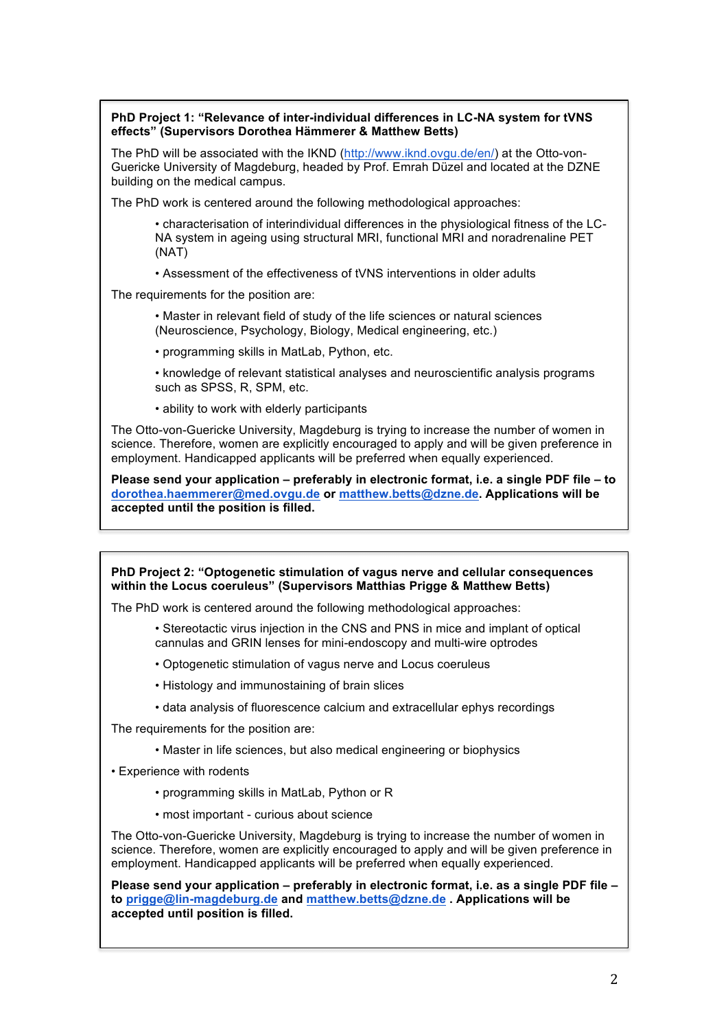**PhD Project 1: “Relevance of inter-individual differences in LC-NA system for tVNS effects” (Supervisors Dorothea Hämmerer & Matthew Betts)**

The PhD will be associated with the IKND (http://www.iknd.ovgu.de/en/) at the Otto-von-Guericke University of Magdeburg, headed by Prof. Emrah Düzel and located at the DZNE building on the medical campus.

The PhD work is centered around the following methodological approaches:

- characterisation of interindividual differences in the physiological fitness of the LC-NA system in ageing using structural MRI, functional MRI and noradrenaline PET (NAT)
- Assessment of the effectiveness of tVNS interventions in older adults

The requirements for the position are:

- Master in relevant field of study of the life sciences or natural sciences (Neuroscience, Psychology, Biology, Medical engineering, etc.)
- programming skills in MatLab, Python, etc.
- knowledge of relevant statistical analyses and neuroscientific analysis programs such as SPSS, R, SPM, etc.
- ability to work with elderly participants

The Otto-von-Guericke University, Magdeburg is trying to increase the number of women in science. Therefore, women are explicitly encouraged to apply and will be given preference in employment. Handicapped applicants will be preferred when equally experienced.

**Please send your application – preferably in electronic format, i.e. a single PDF file – to dorothea.haemmerer@med.ovgu.de or matthew.betts@dzne.de. Applications will be accepted until the position is filled.**

**PhD Project 2: “Optogenetic stimulation of vagus nerve and cellular consequences within the Locus coeruleus” (Supervisors Matthias Prigge & Matthew Betts)**

The PhD work is centered around the following methodological approaches:

- Stereotactic virus injection in the CNS and PNS in mice and implant of optical cannulas and GRIN lenses for mini-endoscopy and multi-wire optrodes
- Optogenetic stimulation of vagus nerve and Locus coeruleus
- Histology and immunostaining of brain slices
- data analysis of fluorescence calcium and extracellular ephys recordings

The requirements for the position are:

- Master in life sciences, but also medical engineering or biophysics
- Experience with rodents
- programming skills in MatLab, Python or R
- most important - curious about science

The Otto-von-Guericke University, Magdeburg is trying to increase the number of women in science. Therefore, women are explicitly encouraged to apply and will be given preference in employment. Handicapped applicants will be preferred when equally experienced.

**Please send your application – preferably in electronic format, i.e. as a single PDF file – to prigge@lin-magdeburg.de and matthew.betts@dzne.de . Applications will be accepted until position is filled.**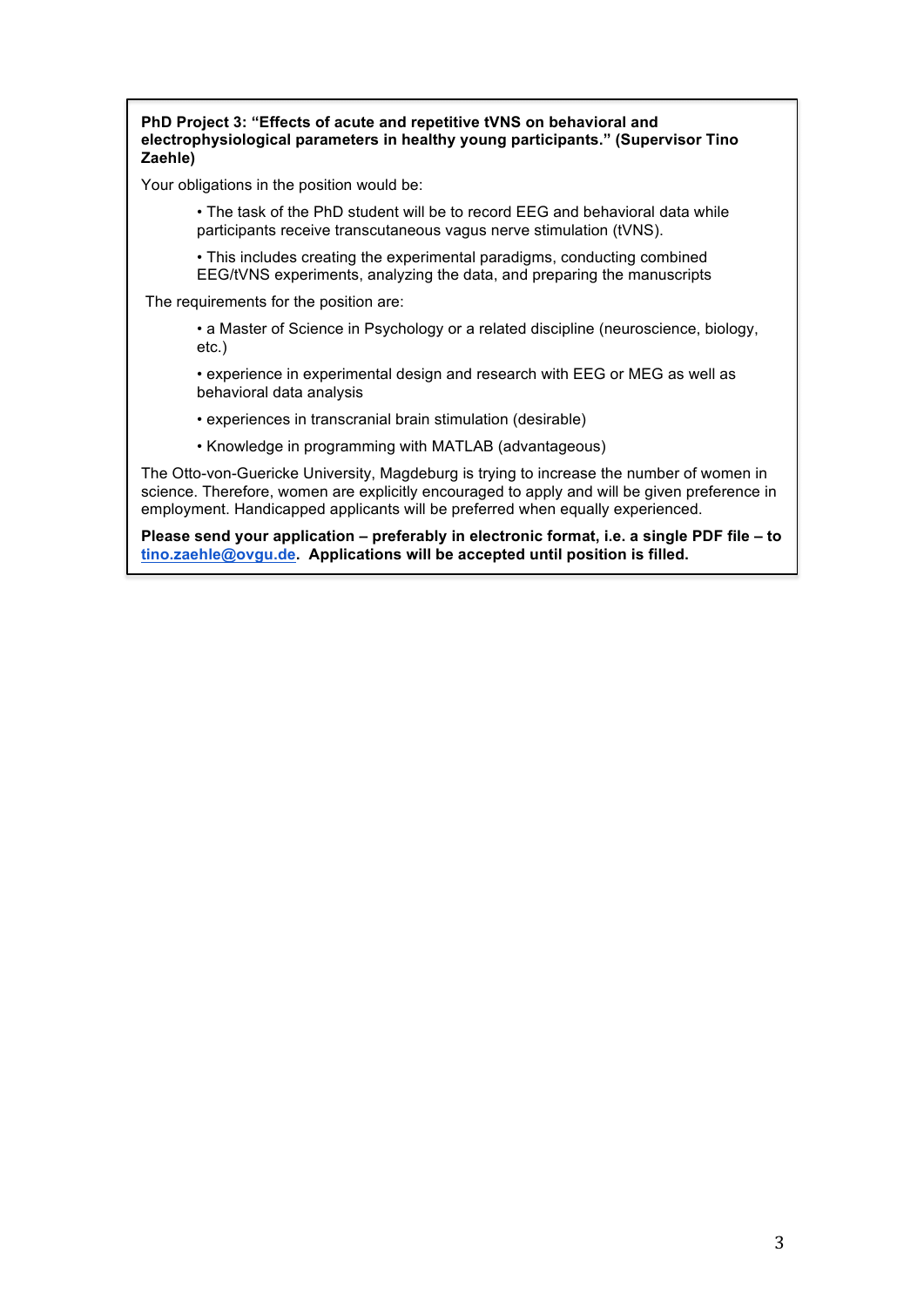**PhD Project 3: "Effects of acute and repetitive tVNS on behavioral and electrophysiological parameters in healthy young participants." (Supervisor Tino Zaehle)**

Your obligations in the position would be:

- The task of the PhD student will be to record EEG and behavioral data while participants receive transcutaneous vagus nerve stimulation (tVNS).
- This includes creating the experimental paradigms, conducting combined EEG/tVNS experiments, analyzing the data, and preparing the manuscripts

The requirements for the position are:

- a Master of Science in Psychology or a related discipline (neuroscience, biology, etc.)
- experience in experimental design and research with EEG or MEG as well as behavioral data analysis
- experiences in transcranial brain stimulation (desirable)
- Knowledge in programming with MATLAB (advantageous)

The Otto-von-Guericke University, Magdeburg is trying to increase the number of women in science. Therefore, women are explicitly encouraged to apply and will be given preference in employment. Handicapped applicants will be preferred when equally experienced.

**Please send your application – preferably in electronic format, i.e. a single PDF file – to [tino.zaehle@ovgu.de](mailto:tino.zaehle@ovgu.de). Applications will be accepted until position is filled.**